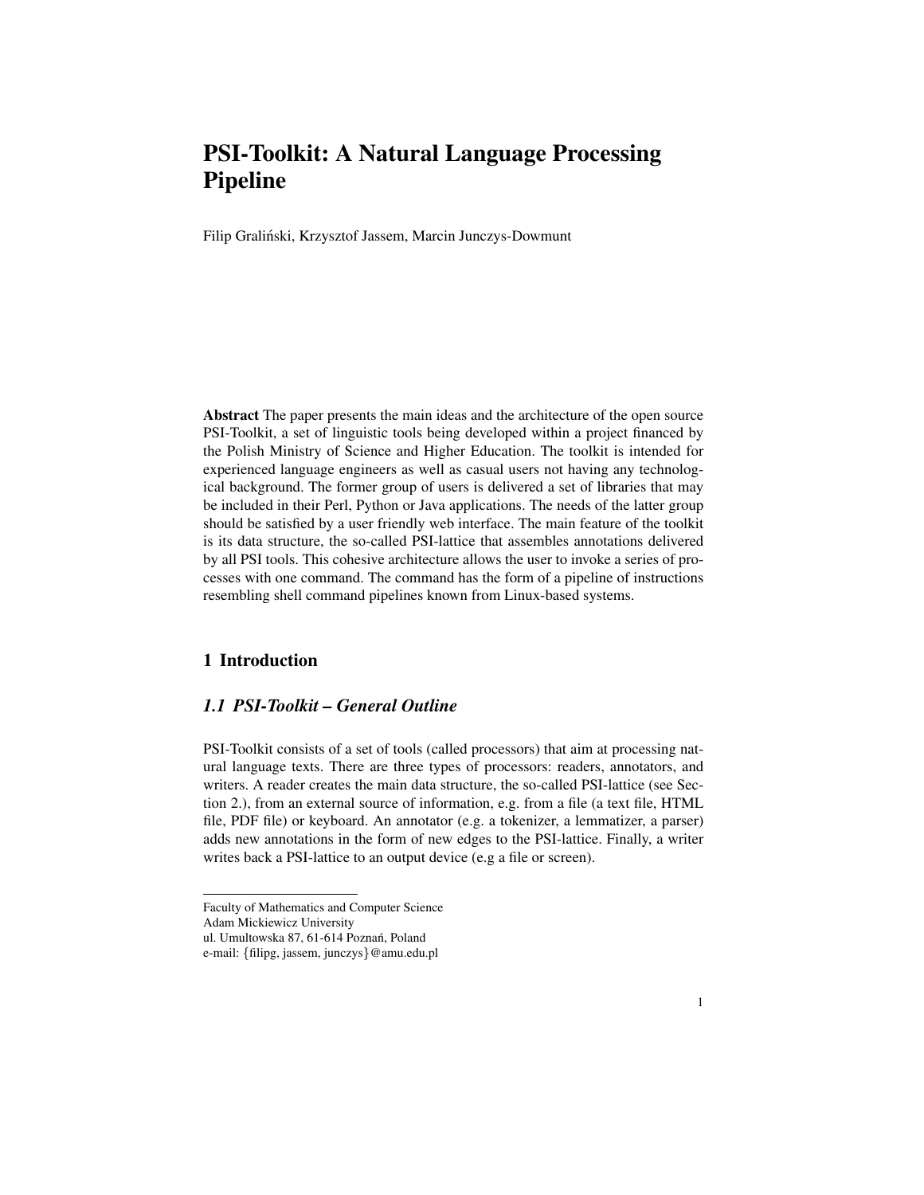# PSI-Toolkit: A Natural Language Processing Pipeline

Filip Graliński, Krzysztof Jassem, Marcin Junczys-Dowmunt

**Abstract** The paper presents the main ideas and the architecture of the open source PSI-Toolkit, a set of linguistic tools being developed within a project financed by the Polish Ministry of Science and Higher Education. The toolkit is intended for experienced language engineers as well as casual users not having any technological background. The former group of users is delivered a set of libraries that may be included in their Perl, Python or Java applications. The needs of the latter group should be satisfied by a user friendly web interface. The main feature of the toolkit is its data structure, the so-called PSI-lattice that assembles annotations delivered by all PSI tools. This cohesive architecture allows the user to invoke a series of processes with one command. The command has the form of a pipeline of instructions resembling shell command pipelines known from Linux-based systems.

## 1 Introduction

### *1.1 PSI-Toolkit – General Outline*

PSI-Toolkit consists of a set of tools (called processors) that aim at processing natural language texts. There are three types of processors: readers, annotators, and writers. A reader creates the main data structure, the so-called PSI-lattice (see Section 2.), from an external source of information, e.g. from a file (a text file, HTML file, PDF file) or keyboard. An annotator (e.g. a tokenizer, a lemmatizer, a parser) adds new annotations in the form of new edges to the PSI-lattice. Finally, a writer writes back a PSI-lattice to an output device (e.g a file or screen).

---

Faculty of Mathematics and Computer Science
Adam Mickiewicz University
ul. Umultowska 87, 61-614 Poznań, Poland
e-mail: {filipg, jassem, junczys}@amu.edu.pl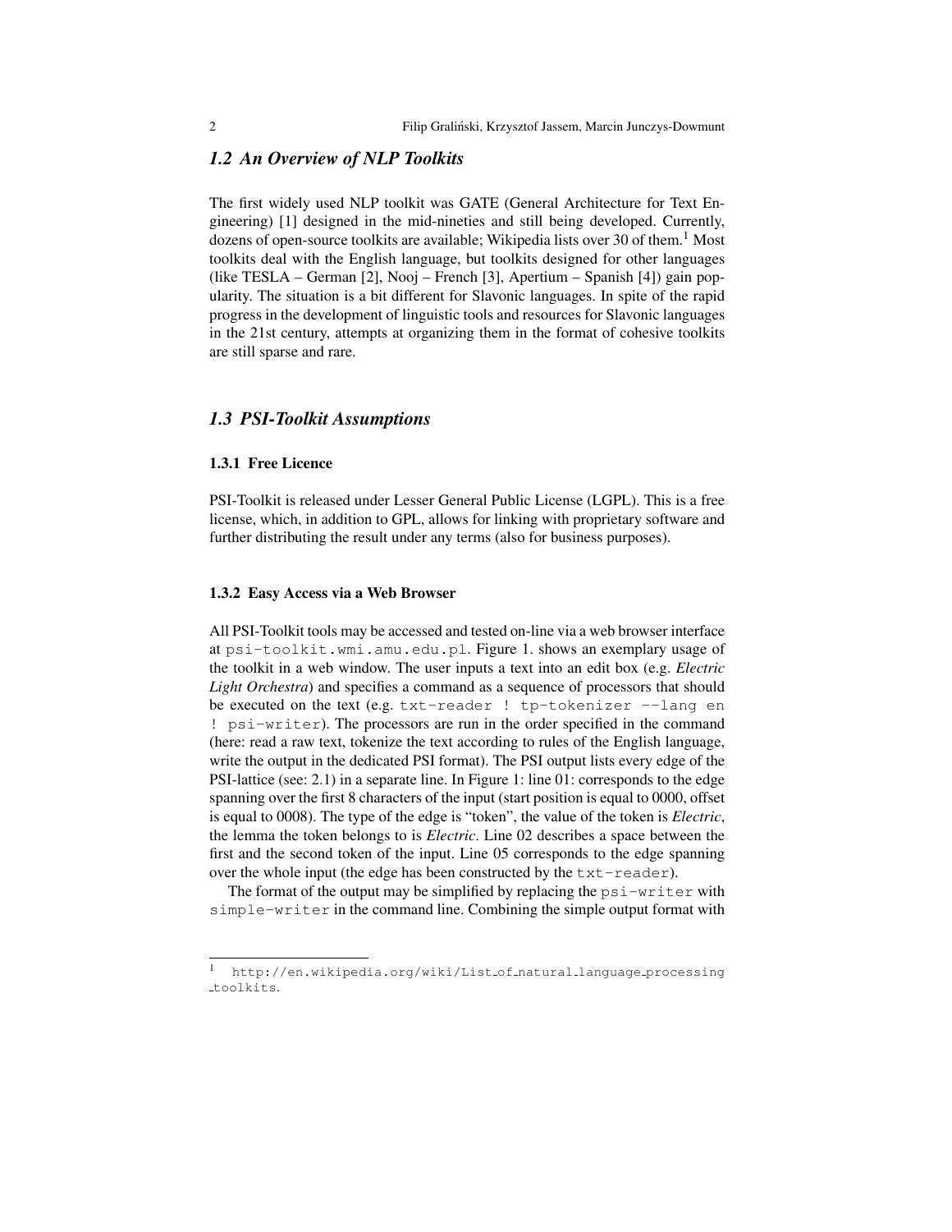## 1.2 An Overview of NLP Toolkits

The first widely used NLP toolkit was GATE (General Architecture for Text Engineering) [1] designed in the mid-nineties and still being developed. Currently, dozens of open-source toolkits are available; Wikipedia lists over 30 of them.[1] Most toolkits deal with the English language, but toolkits designed for other languages (like TESLA – German [2], Nooj – French [3], Apertium – Spanish [4]) gain popularity. The situation is a bit different for Slavonic languages. In spite of the rapid progress in the development of linguistic tools and resources for Slavonic languages in the 21st century, attempts at organizing them in the format of cohesive toolkits are still sparse and rare.

## 1.3 PSI-Toolkit Assumptions

### 1.3.1 Free Licence

PSI-Toolkit is released under Lesser General Public License (LGPL). This is a free license, which, in addition to GPL, allows for linking with proprietary software and further distributing the result under any terms (also for business purposes).

### 1.3.2 Easy Access via a Web Browser

All PSI-Toolkit tools may be accessed and tested on-line via a web browser interface at `psi-toolkit.wmi.amu.edu.pl`. Figure 1. shows an exemplary usage of the toolkit in a web window. The user inputs a text into an edit box (e.g. *Electric Light Orchestra*) and specifies a command as a sequence of processors that should be executed on the text (e.g. `txt-reader ! tp-tokenizer --lang en ! psi-writer`). The processors are run in the order specified in the command (here: read a raw text, tokenize the text according to rules of the English language, write the output in the dedicated PSI format). The PSI output lists every edge of the PSI-lattice (see: 2.1) in a separate line. In Figure 1: line 01: corresponds to the edge spanning over the first 8 characters of the input (start position is equal to 0000, offset is equal to 0008). The type of the edge is "token", the value of the token is *Electric*, the lemma the token belongs to is *Electric*. Line 02 describes a space between the first and the second token of the input. Line 05 corresponds to the edge spanning over the whole input (the edge has been constructed by the `txt-reader`).

The format of the output may be simplified by replacing the `psi-writer` with `simple-writer` in the command line. Combining the simple output format with

---

[1] `http://en.wikipedia.org/wiki/List_of_natural_language_processing_toolkits`.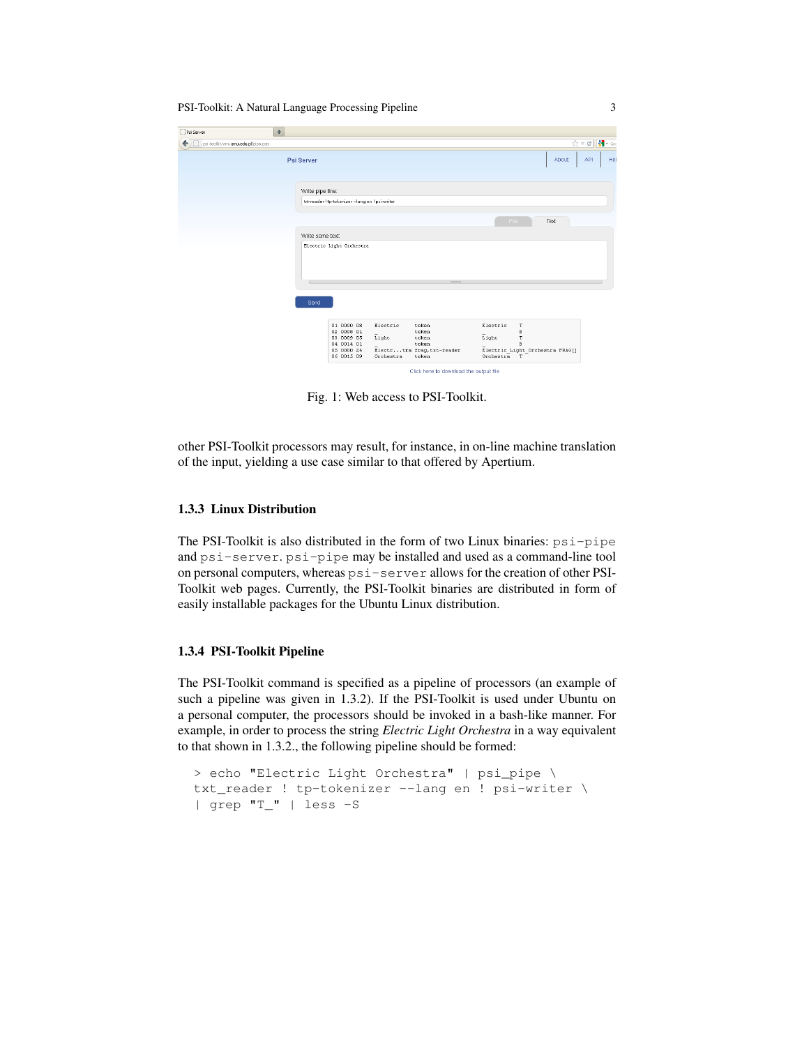Fig. 1: Web access to PSI-Toolkit.

other PSI-Toolkit processors may result, for instance, in on-line machine translation of the input, yielding a use case similar to that offered by Apertium.

### 1.3.3 Linux Distribution

The PSI-Toolkit is also distributed in the form of two Linux binaries: `psi-pipe` and `psi-server`. `psi-pipe` may be installed and used as a command-line tool on personal computers, whereas `psi-server` allows for the creation of other PSI-Toolkit web pages. Currently, the PSI-Toolkit binaries are distributed in form of easily installable packages for the Ubuntu Linux distribution.

### 1.3.4 PSI-Toolkit Pipeline

The PSI-Toolkit command is specified as a pipeline of processors (an example of such a pipeline was given in 1.3.2). If the PSI-Toolkit is used under Ubuntu on a personal computer, the processors should be invoked in a bash-like manner. For example, in order to process the string *Electric Light Orchestra* in a way equivalent to that shown in 1.3.2., the following pipeline should be formed:

```
> echo "Electric Light Orchestra" | psi_pipe \
txt_reader ! tp-tokenizer --lang en ! psi-writer \
| grep "T_" | less -S
```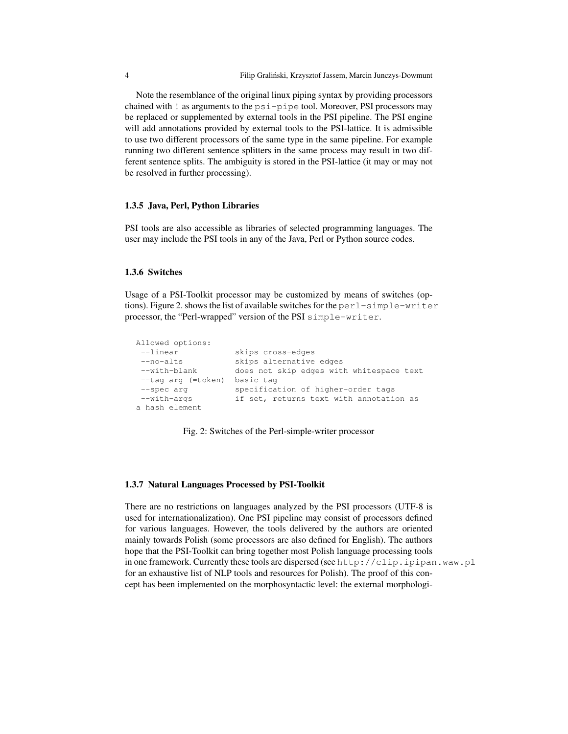Note the resemblance of the original linux piping syntax by providing processors chained with `!` as arguments to the `psi-pipe` tool. Moreover, PSI processors may be replaced or supplemented by external tools in the PSI pipeline. The PSI engine will add annotations provided by external tools to the PSI-lattice. It is admissible to use two different processors of the same type in the same pipeline. For example running two different sentence splitters in the same process may result in two different sentence splits. The ambiguity is stored in the PSI-lattice (it may or may not be resolved in further processing).

### 1.3.5 Java, Perl, Python Libraries

PSI tools are also accessible as libraries of selected programming languages. The user may include the PSI tools in any of the Java, Perl or Python source codes.

### 1.3.6 Switches

Usage of a PSI-Toolkit processor may be customized by means of switches (options). Figure 2. shows the list of available switches for the `perl-simple-writer` processor, the "Perl-wrapped" version of the PSI `simple-writer`.

```
Allowed options:
 --linear            skips cross-edges
 --no-alts           skips alternative edges
 --with-blank        does not skip edges with whitespace text
 --tag arg (=token)  basic tag
 --spec arg          specification of higher-order tags
 --with-args         if set, returns text with annotation as
a hash element
```

Fig. 2: Switches of the Perl-simple-writer processor

### 1.3.7 Natural Languages Processed by PSI-Toolkit

There are no restrictions on languages analyzed by the PSI processors (UTF-8 is used for internationalization). One PSI pipeline may consist of processors defined for various languages. However, the tools delivered by the authors are oriented mainly towards Polish (some processors are also defined for English). The authors hope that the PSI-Toolkit can bring together most Polish language processing tools in one framework. Currently these tools are dispersed (see `http://clip.ipipan.waw.pl` for an exhaustive list of NLP tools and resources for Polish). The proof of this concept has been implemented on the morphosyntactic level: the external morphologi-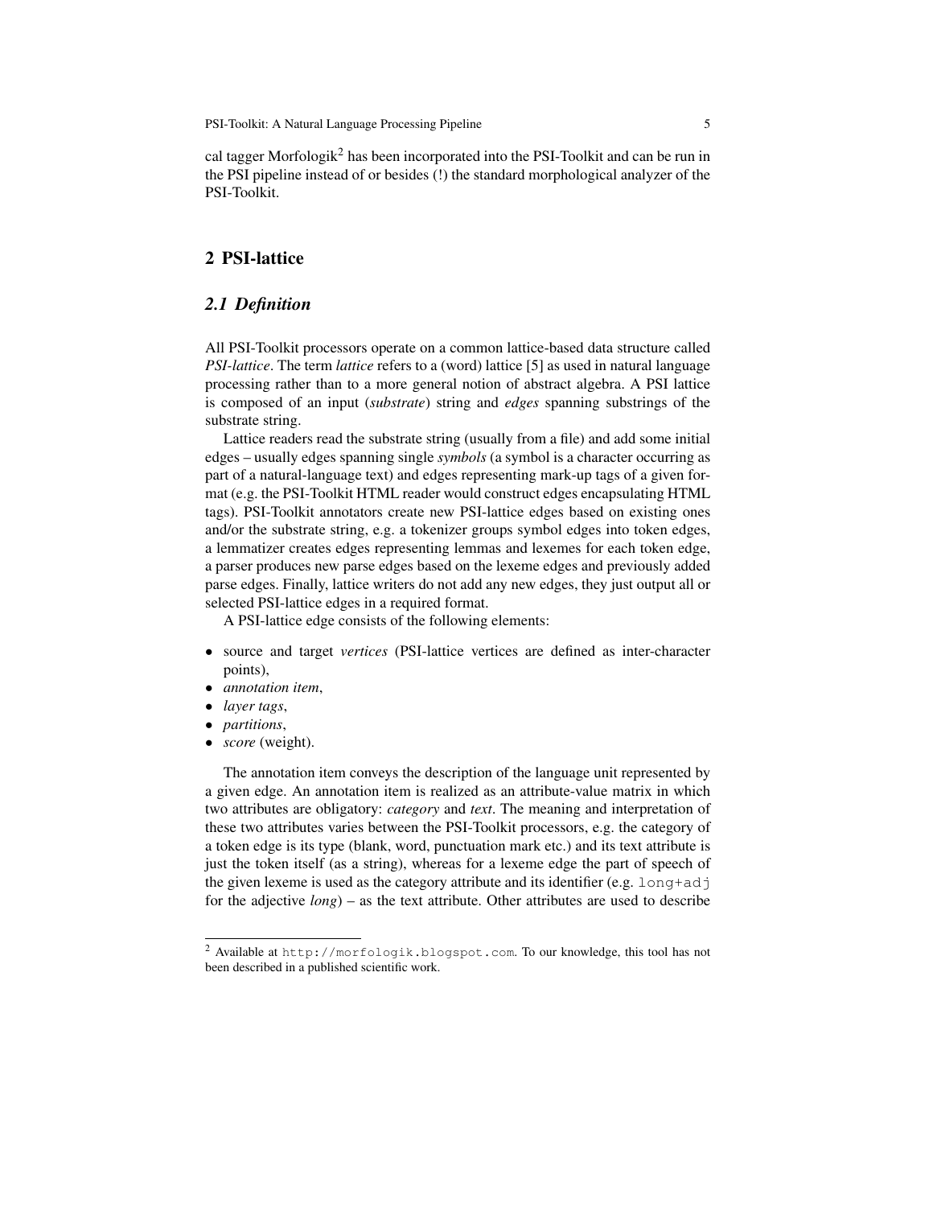cal tagger Morfologik[2] has been incorporated into the PSI-Toolkit and can be run in the PSI pipeline instead of or besides (!) the standard morphological analyzer of the PSI-Toolkit.

## 2 PSI-lattice

### *2.1 Definition*

All PSI-Toolkit processors operate on a common lattice-based data structure called *PSI-lattice*. The term *lattice* refers to a (word) lattice [5] as used in natural language processing rather than to a more general notion of abstract algebra. A PSI lattice is composed of an input (*substrate*) string and *edges* spanning substrings of the substrate string.

Lattice readers read the substrate string (usually from a file) and add some initial edges – usually edges spanning single *symbols* (a symbol is a character occurring as part of a natural-language text) and edges representing mark-up tags of a given format (e.g. the PSI-Toolkit HTML reader would construct edges encapsulating HTML tags). PSI-Toolkit annotators create new PSI-lattice edges based on existing ones and/or the substrate string, e.g. a tokenizer groups symbol edges into token edges, a lemmatizer creates edges representing lemmas and lexemes for each token edge, a parser produces new parse edges based on the lexeme edges and previously added parse edges. Finally, lattice writers do not add any new edges, they just output all or selected PSI-lattice edges in a required format.

A PSI-lattice edge consists of the following elements:

- source and target *vertices* (PSI-lattice vertices are defined as inter-character points),
- *annotation item*,
- *layer tags*,
- *partitions*,
- *score* (weight).

The annotation item conveys the description of the language unit represented by a given edge. An annotation item is realized as an attribute-value matrix in which two attributes are obligatory: *category* and *text*. The meaning and interpretation of these two attributes varies between the PSI-Toolkit processors, e.g. the category of a token edge is its type (blank, word, punctuation mark etc.) and its text attribute is just the token itself (as a string), whereas for a lexeme edge the part of speech of the given lexeme is used as the category attribute and its identifier (e.g. `long+adj` for the adjective *long*) – as the text attribute. Other attributes are used to describe

[2] Available at `http://morfologik.blogspot.com`. To our knowledge, this tool has not been described in a published scientific work.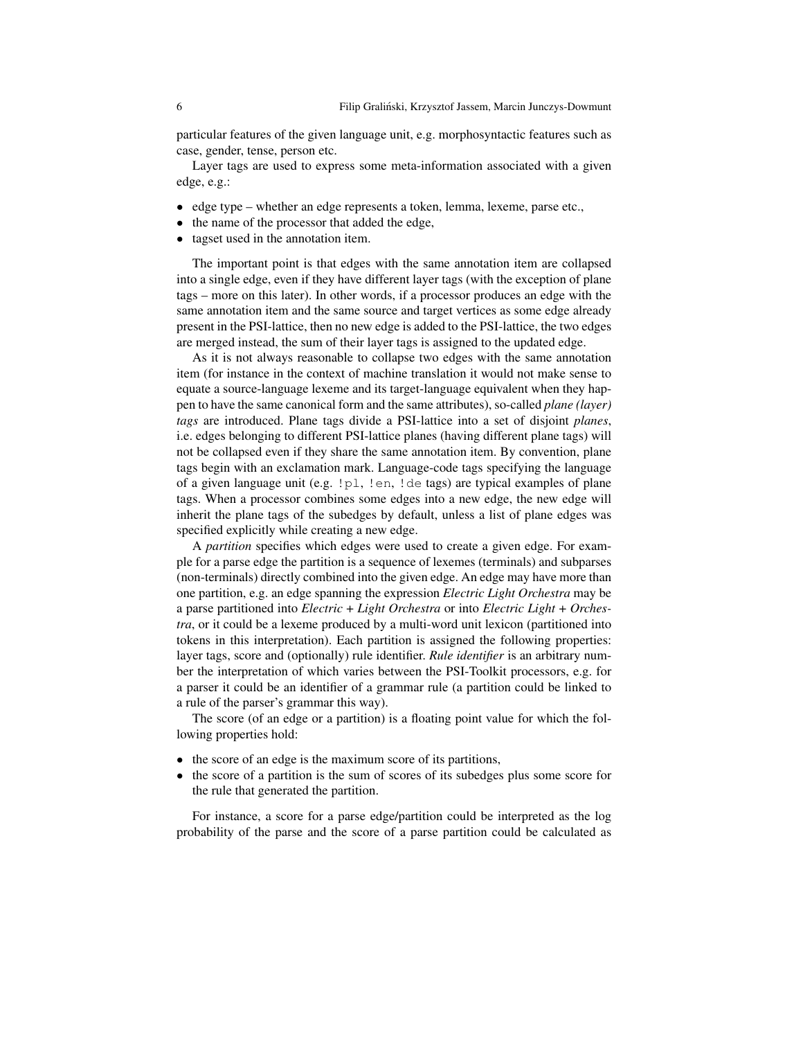particular features of the given language unit, e.g. morphosyntactic features such as case, gender, tense, person etc.

Layer tags are used to express some meta-information associated with a given edge, e.g.:

- edge type – whether an edge represents a token, lemma, lexeme, parse etc.,
- the name of the processor that added the edge,
- tagset used in the annotation item.

The important point is that edges with the same annotation item are collapsed into a single edge, even if they have different layer tags (with the exception of plane tags – more on this later). In other words, if a processor produces an edge with the same annotation item and the same source and target vertices as some edge already present in the PSI-lattice, then no new edge is added to the PSI-lattice, the two edges are merged instead, the sum of their layer tags is assigned to the updated edge.

As it is not always reasonable to collapse two edges with the same annotation item (for instance in the context of machine translation it would not make sense to equate a source-language lexeme and its target-language equivalent when they happen to have the same canonical form and the same attributes), so-called *plane (layer) tags* are introduced. Plane tags divide a PSI-lattice into a set of disjoint *planes*, i.e. edges belonging to different PSI-lattice planes (having different plane tags) will not be collapsed even if they share the same annotation item. By convention, plane tags begin with an exclamation mark. Language-code tags specifying the language of a given language unit (e.g. `!pl`, `!en`, `!de` tags) are typical examples of plane tags. When a processor combines some edges into a new edge, the new edge will inherit the plane tags of the subedges by default, unless a list of plane edges was specified explicitly while creating a new edge.

A *partition* specifies which edges were used to create a given edge. For example for a parse edge the partition is a sequence of lexemes (terminals) and subparses (non-terminals) directly combined into the given edge. An edge may have more than one partition, e.g. an edge spanning the expression *Electric Light Orchestra* may be a parse partitioned into *Electric* + *Light Orchestra* or into *Electric Light* + *Orchestra*, or it could be a lexeme produced by a multi-word unit lexicon (partitioned into tokens in this interpretation). Each partition is assigned the following properties: layer tags, score and (optionally) rule identifier. *Rule identifier* is an arbitrary number the interpretation of which varies between the PSI-Toolkit processors, e.g. for a parser it could be an identifier of a grammar rule (a partition could be linked to a rule of the parser's grammar this way).

The score (of an edge or a partition) is a floating point value for which the following properties hold:

- the score of an edge is the maximum score of its partitions,
- the score of a partition is the sum of scores of its subedges plus some score for the rule that generated the partition.

For instance, a score for a parse edge/partition could be interpreted as the log probability of the parse and the score of a parse partition could be calculated as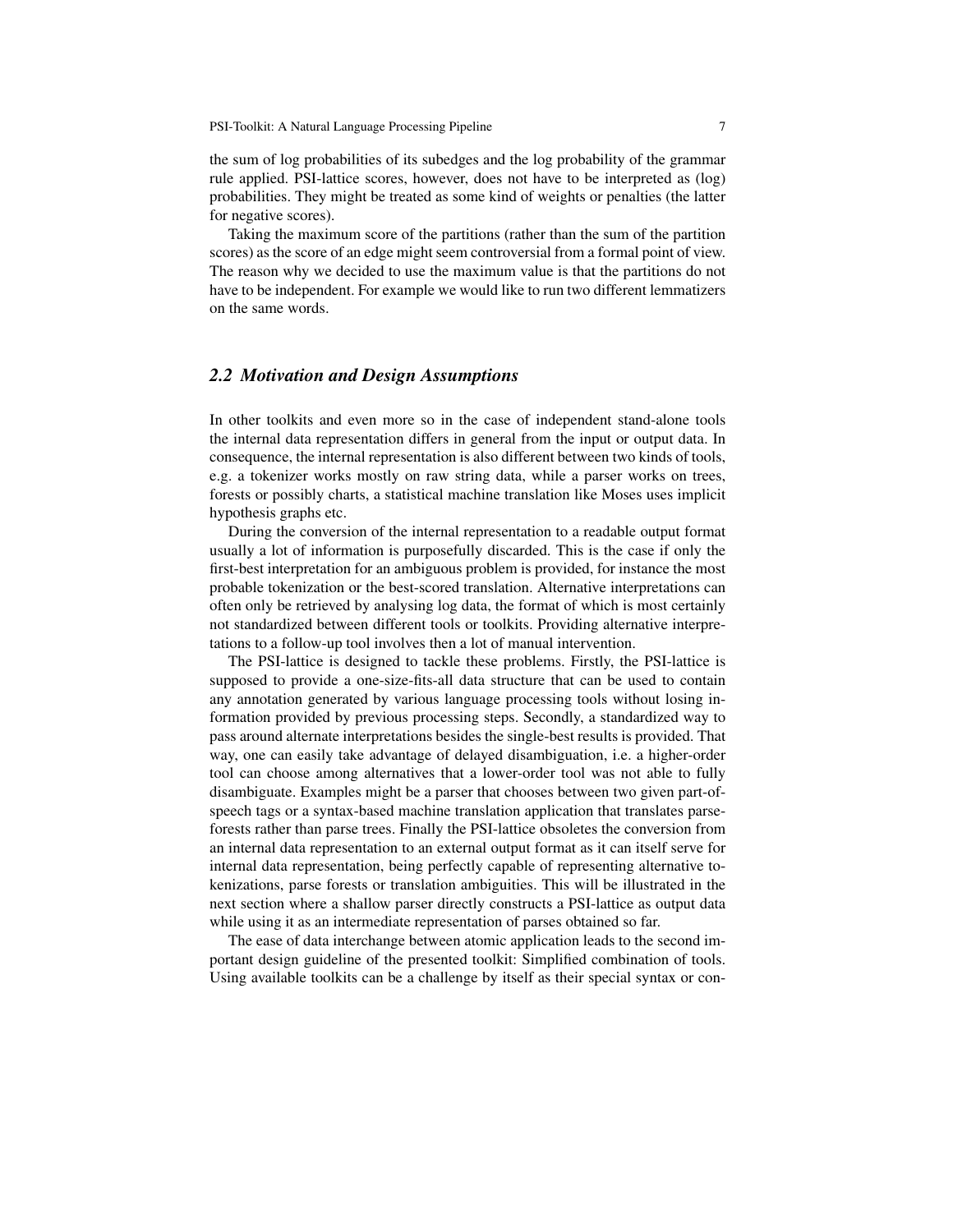the sum of log probabilities of its subedges and the log probability of the grammar rule applied. PSI-lattice scores, however, does not have to be interpreted as (log) probabilities. They might be treated as some kind of weights or penalties (the latter for negative scores).

Taking the maximum score of the partitions (rather than the sum of the partition scores) as the score of an edge might seem controversial from a formal point of view. The reason why we decided to use the maximum value is that the partitions do not have to be independent. For example we would like to run two different lemmatizers on the same words.

## *2.2 Motivation and Design Assumptions*

In other toolkits and even more so in the case of independent stand-alone tools the internal data representation differs in general from the input or output data. In consequence, the internal representation is also different between two kinds of tools, e.g. a tokenizer works mostly on raw string data, while a parser works on trees, forests or possibly charts, a statistical machine translation like Moses uses implicit hypothesis graphs etc.

During the conversion of the internal representation to a readable output format usually a lot of information is purposefully discarded. This is the case if only the first-best interpretation for an ambiguous problem is provided, for instance the most probable tokenization or the best-scored translation. Alternative interpretations can often only be retrieved by analysing log data, the format of which is most certainly not standardized between different tools or toolkits. Providing alternative interpretations to a follow-up tool involves then a lot of manual intervention.

The PSI-lattice is designed to tackle these problems. Firstly, the PSI-lattice is supposed to provide a one-size-fits-all data structure that can be used to contain any annotation generated by various language processing tools without losing information provided by previous processing steps. Secondly, a standardized way to pass around alternate interpretations besides the single-best results is provided. That way, one can easily take advantage of delayed disambiguation, i.e. a higher-order tool can choose among alternatives that a lower-order tool was not able to fully disambiguate. Examples might be a parser that chooses between two given part-of-speech tags or a syntax-based machine translation application that translates parse-forests rather than parse trees. Finally the PSI-lattice obsoletes the conversion from an internal data representation to an external output format as it can itself serve for internal data representation, being perfectly capable of representing alternative tokenizations, parse forests or translation ambiguities. This will be illustrated in the next section where a shallow parser directly constructs a PSI-lattice as output data while using it as an intermediate representation of parses obtained so far.

The ease of data interchange between atomic application leads to the second important design guideline of the presented toolkit: Simplified combination of tools. Using available toolkits can be a challenge by itself as their special syntax or con-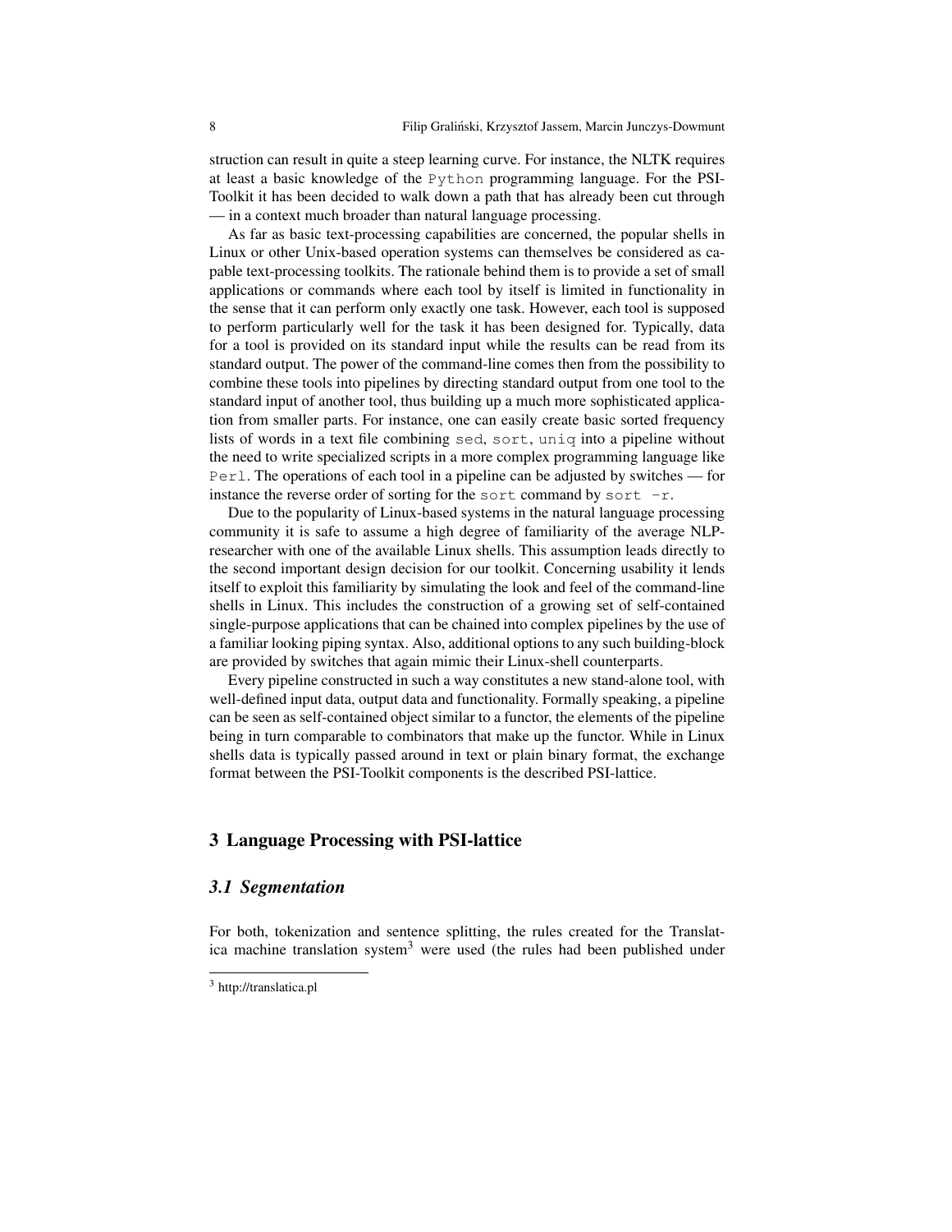struction can result in quite a steep learning curve. For instance, the NLTK requires at least a basic knowledge of the `Python` programming language. For the PSI-Toolkit it has been decided to walk down a path that has already been cut through — in a context much broader than natural language processing.

As far as basic text-processing capabilities are concerned, the popular shells in Linux or other Unix-based operation systems can themselves be considered as capable text-processing toolkits. The rationale behind them is to provide a set of small applications or commands where each tool by itself is limited in functionality in the sense that it can perform only exactly one task. However, each tool is supposed to perform particularly well for the task it has been designed for. Typically, data for a tool is provided on its standard input while the results can be read from its standard output. The power of the command-line comes then from the possibility to combine these tools into pipelines by directing standard output from one tool to the standard input of another tool, thus building up a much more sophisticated application from smaller parts. For instance, one can easily create basic sorted frequency lists of words in a text file combining `sed`, `sort`, `uniq` into a pipeline without the need to write specialized scripts in a more complex programming language like `Perl`. The operations of each tool in a pipeline can be adjusted by switches — for instance the reverse order of sorting for the `sort` command by `sort -r`.

Due to the popularity of Linux-based systems in the natural language processing community it is safe to assume a high degree of familiarity of the average NLP-researcher with one of the available Linux shells. This assumption leads directly to the second important design decision for our toolkit. Concerning usability it lends itself to exploit this familiarity by simulating the look and feel of the command-line shells in Linux. This includes the construction of a growing set of self-contained single-purpose applications that can be chained into complex pipelines by the use of a familiar looking piping syntax. Also, additional options to any such building-block are provided by switches that again mimic their Linux-shell counterparts.

Every pipeline constructed in such a way constitutes a new stand-alone tool, with well-defined input data, output data and functionality. Formally speaking, a pipeline can be seen as self-contained object similar to a functor, the elements of the pipeline being in turn comparable to combinators that make up the functor. While in Linux shells data is typically passed around in text or plain binary format, the exchange format between the PSI-Toolkit components is the described PSI-lattice.

## 3 Language Processing with PSI-lattice

### *3.1 Segmentation*

For both, tokenization and sentence splitting, the rules created for the Translatica machine translation system[3] were used (the rules had been published under

[3] http://translatica.pl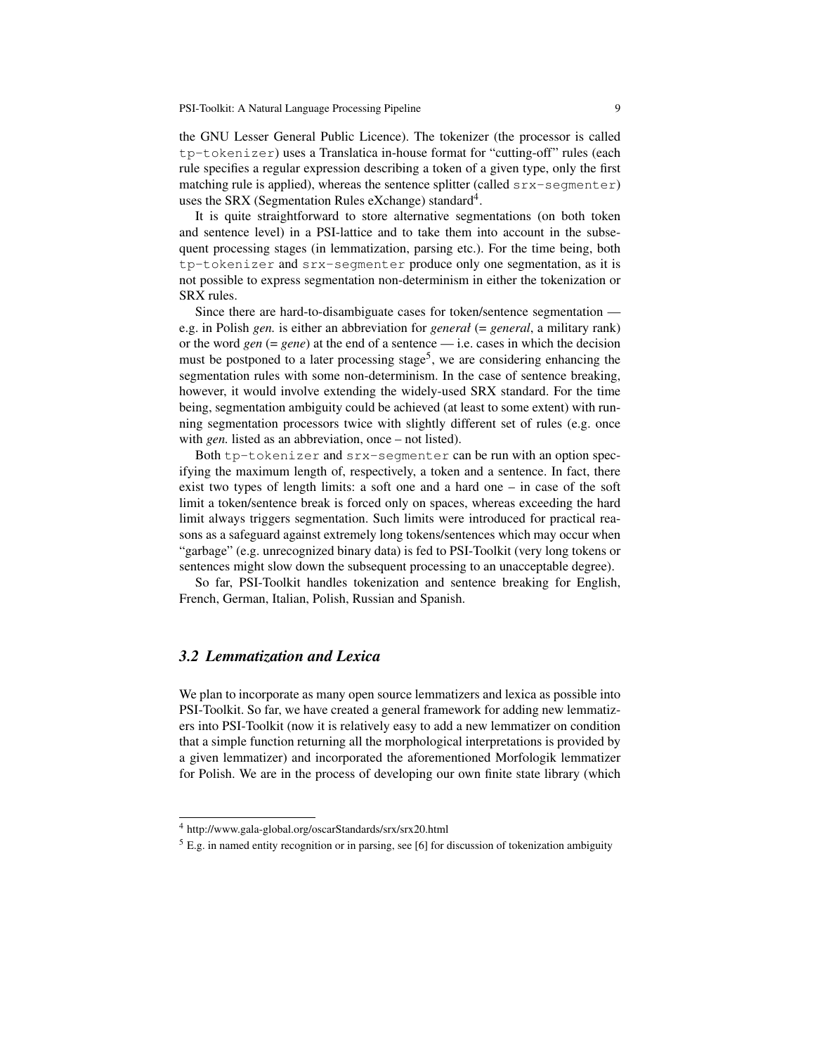the GNU Lesser General Public Licence). The tokenizer (the processor is called `tp-tokenizer`) uses a Translatica in-house format for "cutting-off" rules (each rule specifies a regular expression describing a token of a given type, only the first matching rule is applied), whereas the sentence splitter (called `srx-segmenter`) uses the SRX (Segmentation Rules eXchange) standard[4].

It is quite straightforward to store alternative segmentations (on both token and sentence level) in a PSI-lattice and to take them into account in the subsequent processing stages (in lemmatization, parsing etc.). For the time being, both `tp-tokenizer` and `srx-segmenter` produce only one segmentation, as it is not possible to express segmentation non-determinism in either the tokenization or SRX rules.

Since there are hard-to-disambiguate cases for token/sentence segmentation — e.g. in Polish *gen.* is either an abbreviation for *generał* (= *general*, a military rank) or the word *gen* (= *gene*) at the end of a sentence — i.e. cases in which the decision must be postponed to a later processing stage[5], we are considering enhancing the segmentation rules with some non-determinism. In the case of sentence breaking, however, it would involve extending the widely-used SRX standard. For the time being, segmentation ambiguity could be achieved (at least to some extent) with running segmentation processors twice with slightly different set of rules (e.g. once with *gen.* listed as an abbreviation, once – not listed).

Both `tp-tokenizer` and `srx-segmenter` can be run with an option specifying the maximum length of, respectively, a token and a sentence. In fact, there exist two types of length limits: a soft one and a hard one – in case of the soft limit a token/sentence break is forced only on spaces, whereas exceeding the hard limit always triggers segmentation. Such limits were introduced for practical reasons as a safeguard against extremely long tokens/sentences which may occur when "garbage" (e.g. unrecognized binary data) is fed to PSI-Toolkit (very long tokens or sentences might slow down the subsequent processing to an unacceptable degree).

So far, PSI-Toolkit handles tokenization and sentence breaking for English, French, German, Italian, Polish, Russian and Spanish.

### *3.2 Lemmatization and Lexica*

We plan to incorporate as many open source lemmatizers and lexica as possible into PSI-Toolkit. So far, we have created a general framework for adding new lemmatizers into PSI-Toolkit (now it is relatively easy to add a new lemmatizer on condition that a simple function returning all the morphological interpretations is provided by a given lemmatizer) and incorporated the aforementioned Morfologik lemmatizer for Polish. We are in the process of developing our own finite state library (which

---

[4] http://www.gala-global.org/oscarStandards/srx/srx20.html

[5] E.g. in named entity recognition or in parsing, see [6] for discussion of tokenization ambiguity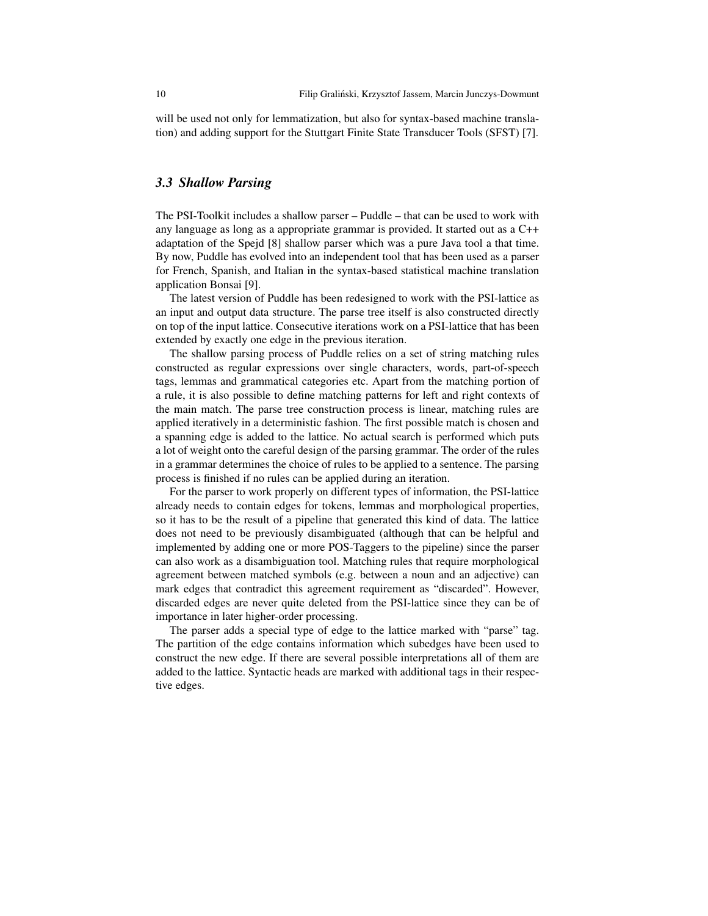will be used not only for lemmatization, but also for syntax-based machine translation) and adding support for the Stuttgart Finite State Transducer Tools (SFST) [7].

### *3.3 Shallow Parsing*

The PSI-Toolkit includes a shallow parser – Puddle – that can be used to work with any language as long as a appropriate grammar is provided. It started out as a C++ adaptation of the Spejd [8] shallow parser which was a pure Java tool a that time. By now, Puddle has evolved into an independent tool that has been used as a parser for French, Spanish, and Italian in the syntax-based statistical machine translation application Bonsai [9].

The latest version of Puddle has been redesigned to work with the PSI-lattice as an input and output data structure. The parse tree itself is also constructed directly on top of the input lattice. Consecutive iterations work on a PSI-lattice that has been extended by exactly one edge in the previous iteration.

The shallow parsing process of Puddle relies on a set of string matching rules constructed as regular expressions over single characters, words, part-of-speech tags, lemmas and grammatical categories etc. Apart from the matching portion of a rule, it is also possible to define matching patterns for left and right contexts of the main match. The parse tree construction process is linear, matching rules are applied iteratively in a deterministic fashion. The first possible match is chosen and a spanning edge is added to the lattice. No actual search is performed which puts a lot of weight onto the careful design of the parsing grammar. The order of the rules in a grammar determines the choice of rules to be applied to a sentence. The parsing process is finished if no rules can be applied during an iteration.

For the parser to work properly on different types of information, the PSI-lattice already needs to contain edges for tokens, lemmas and morphological properties, so it has to be the result of a pipeline that generated this kind of data. The lattice does not need to be previously disambiguated (although that can be helpful and implemented by adding one or more POS-Taggers to the pipeline) since the parser can also work as a disambiguation tool. Matching rules that require morphological agreement between matched symbols (e.g. between a noun and an adjective) can mark edges that contradict this agreement requirement as "discarded". However, discarded edges are never quite deleted from the PSI-lattice since they can be of importance in later higher-order processing.

The parser adds a special type of edge to the lattice marked with "parse" tag. The partition of the edge contains information which subedges have been used to construct the new edge. If there are several possible interpretations all of them are added to the lattice. Syntactic heads are marked with additional tags in their respective edges.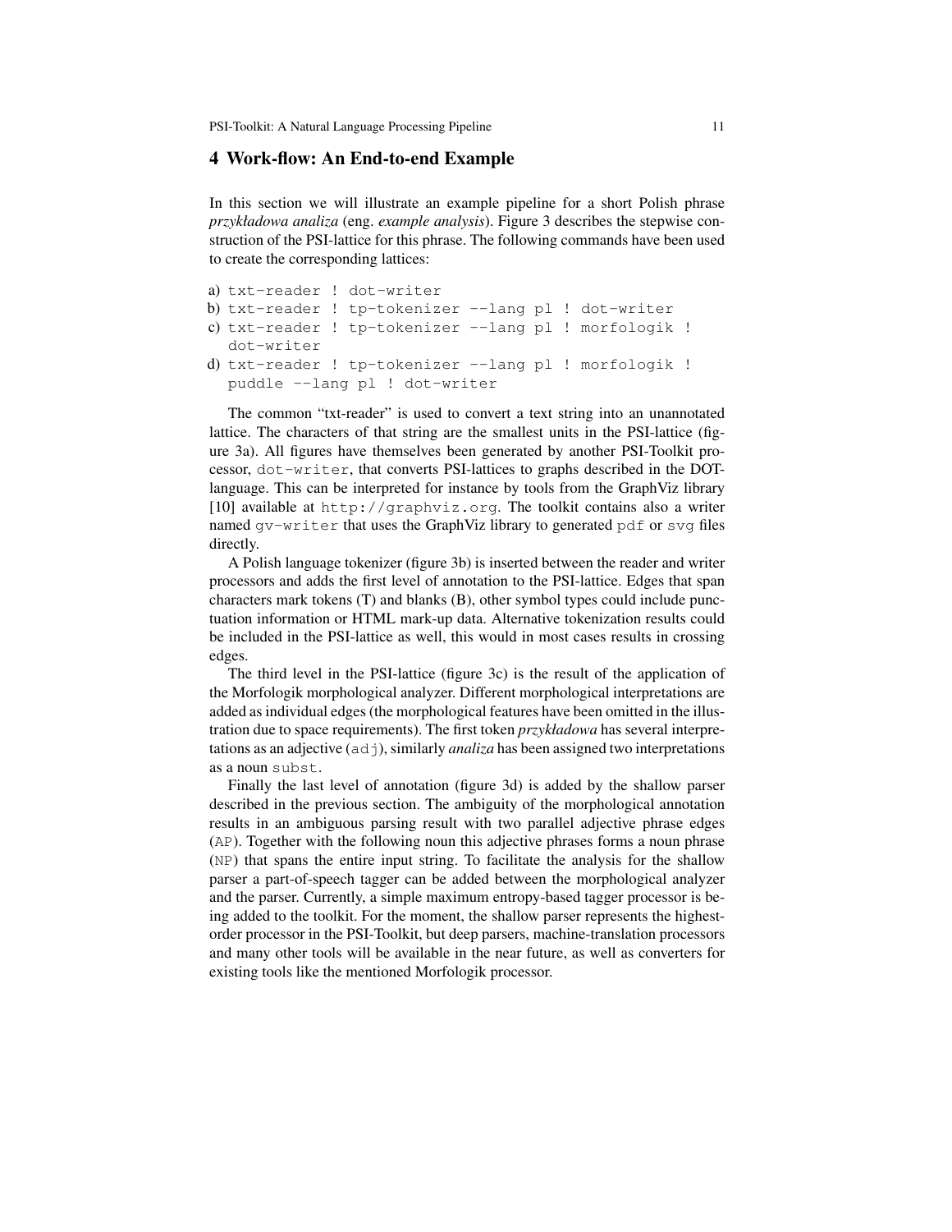## 4 Work-flow: An End-to-end Example

In this section we will illustrate an example pipeline for a short Polish phrase *przykładowa analiza* (eng. *example analysis*). Figure 3 describes the stepwise construction of the PSI-lattice for this phrase. The following commands have been used to create the corresponding lattices:

a) `txt-reader ! dot-writer`
b) `txt-reader ! tp-tokenizer --lang pl ! dot-writer`
c) `txt-reader ! tp-tokenizer --lang pl ! morfologik ! dot-writer`
d) `txt-reader ! tp-tokenizer --lang pl ! morfologik ! puddle --lang pl ! dot-writer`

The common "txt-reader" is used to convert a text string into an unannotated lattice. The characters of that string are the smallest units in the PSI-lattice (figure 3a). All figures have themselves been generated by another PSI-Toolkit processor, `dot-writer`, that converts PSI-lattices to graphs described in the DOT-language. This can be interpreted for instance by tools from the GraphViz library [10] available at `http://graphviz.org`. The toolkit contains also a writer named `gv-writer` that uses the GraphViz library to generated `pdf` or `svg` files directly.

A Polish language tokenizer (figure 3b) is inserted between the reader and writer processors and adds the first level of annotation to the PSI-lattice. Edges that span characters mark tokens (T) and blanks (B), other symbol types could include punctuation information or HTML mark-up data. Alternative tokenization results could be included in the PSI-lattice as well, this would in most cases results in crossing edges.

The third level in the PSI-lattice (figure 3c) is the result of the application of the Morfologik morphological analyzer. Different morphological interpretations are added as individual edges (the morphological features have been omitted in the illustration due to space requirements). The first token *przykładowa* has several interpretations as an adjective (`adj`), similarly *analiza* has been assigned two interpretations as a noun `subst`.

Finally the last level of annotation (figure 3d) is added by the shallow parser described in the previous section. The ambiguity of the morphological annotation results in an ambiguous parsing result with two parallel adjective phrase edges (`AP`). Together with the following noun this adjective phrases forms a noun phrase (`NP`) that spans the entire input string. To facilitate the analysis for the shallow parser a part-of-speech tagger can be added between the morphological analyzer and the parser. Currently, a simple maximum entropy-based tagger processor is being added to the toolkit. For the moment, the shallow parser represents the highest-order processor in the PSI-Toolkit, but deep parsers, machine-translation processors and many other tools will be available in the near future, as well as converters for existing tools like the mentioned Morfologik processor.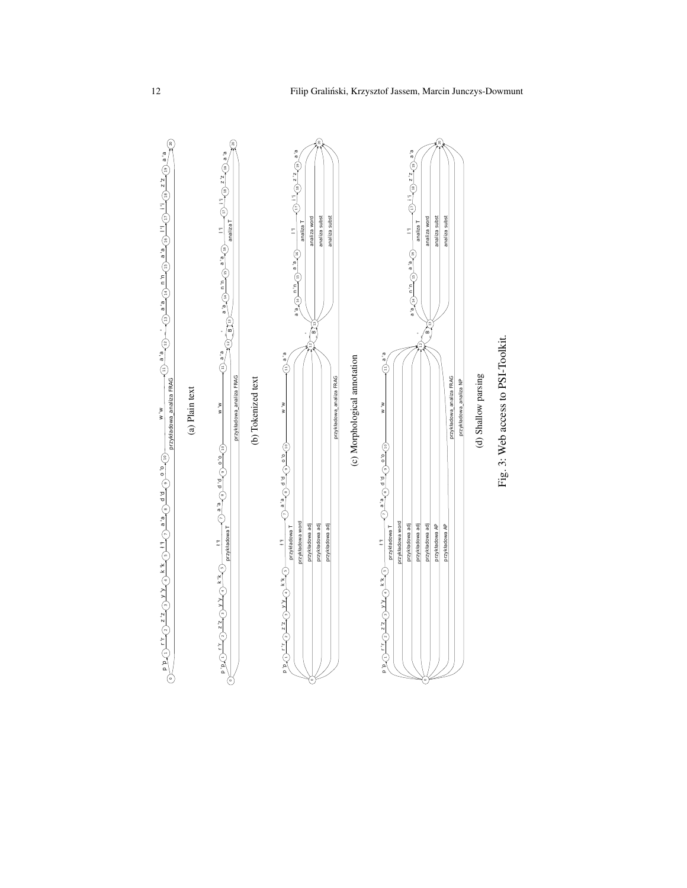(a) Plain text

(b) Tokenized text

(c) Morphological annotation

(d) Shallow parsing

Fig. 3: Web access to PSI-Toolkit.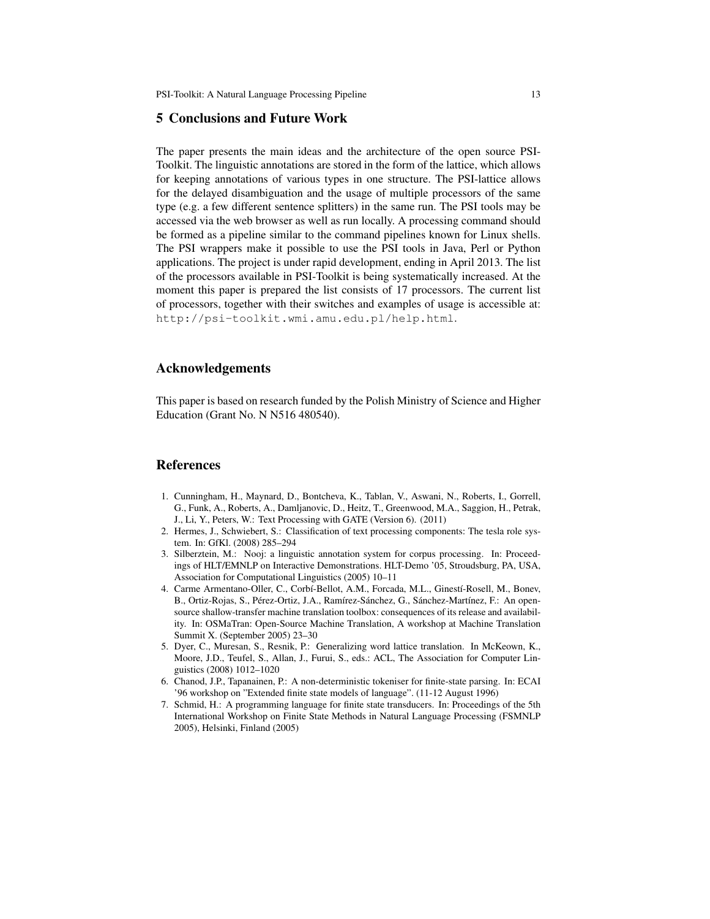## 5 Conclusions and Future Work

The paper presents the main ideas and the architecture of the open source PSI-Toolkit. The linguistic annotations are stored in the form of the lattice, which allows for keeping annotations of various types in one structure. The PSI-lattice allows for the delayed disambiguation and the usage of multiple processors of the same type (e.g. a few different sentence splitters) in the same run. The PSI tools may be accessed via the web browser as well as run locally. A processing command should be formed as a pipeline similar to the command pipelines known for Linux shells. The PSI wrappers make it possible to use the PSI tools in Java, Perl or Python applications. The project is under rapid development, ending in April 2013. The list of the processors available in PSI-Toolkit is being systematically increased. At the moment this paper is prepared the list consists of 17 processors. The current list of processors, together with their switches and examples of usage is accessible at: `http://psi-toolkit.wmi.amu.edu.pl/help.html`.

## Acknowledgements

This paper is based on research funded by the Polish Ministry of Science and Higher Education (Grant No. N N516 480540).

## References

1. Cunningham, H., Maynard, D., Bontcheva, K., Tablan, V., Aswani, N., Roberts, I., Gorrell, G., Funk, A., Roberts, A., Damljanovic, D., Heitz, T., Greenwood, M.A., Saggion, H., Petrak, J., Li, Y., Peters, W.: Text Processing with GATE (Version 6). (2011)
2. Hermes, J., Schwiebert, S.: Classification of text processing components: The tesla role system. In: GfKl. (2008) 285–294
3. Silberztein, M.: Nooj: a linguistic annotation system for corpus processing. In: Proceedings of HLT/EMNLP on Interactive Demonstrations. HLT-Demo '05, Stroudsburg, PA, USA, Association for Computational Linguistics (2005) 10–11
4. Carme Armentano-Oller, C., Corbí-Bellot, A.M., Forcada, M.L., Ginestí-Rosell, M., Bonev, B., Ortiz-Rojas, S., Pérez-Ortiz, J.A., Ramírez-Sánchez, G., Sánchez-Martínez, F.: An open-source shallow-transfer machine translation toolbox: consequences of its release and availability. In: OSMaTran: Open-Source Machine Translation, A workshop at Machine Translation Summit X. (September 2005) 23–30
5. Dyer, C., Muresan, S., Resnik, P.: Generalizing word lattice translation. In McKeown, K., Moore, J.D., Teufel, S., Allan, J., Furui, S., eds.: ACL, The Association for Computer Linguistics (2008) 1012–1020
6. Chanod, J.P., Tapanainen, P.: A non-deterministic tokeniser for finite-state parsing. In: ECAI '96 workshop on "Extended finite state models of language". (11-12 August 1996)
7. Schmid, H.: A programming language for finite state transducers. In: Proceedings of the 5th International Workshop on Finite State Methods in Natural Language Processing (FSMNLP 2005), Helsinki, Finland (2005)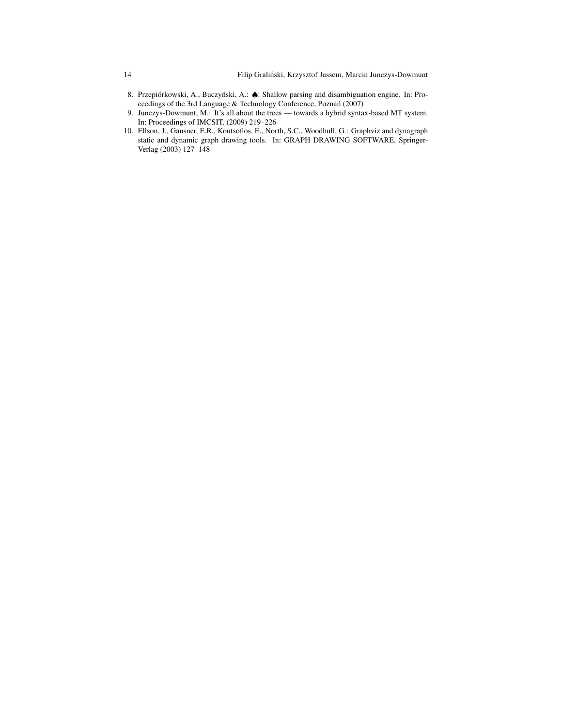8. Przepiórkowski, A., Buczyński, A.: ♠: Shallow parsing and disambiguation engine. In: Proceedings of the 3rd Language & Technology Conference, Poznań (2007)
9. Junczys-Dowmunt, M.: It's all about the trees — towards a hybrid syntax-based MT system. In: Proceedings of IMCSIT. (2009) 219–226
10. Ellson, J., Gansner, E.R., Koutsofios, E., North, S.C., Woodhull, G.: Graphviz and dynagraph static and dynamic graph drawing tools. In: GRAPH DRAWING SOFTWARE, Springer-Verlag (2003) 127–148